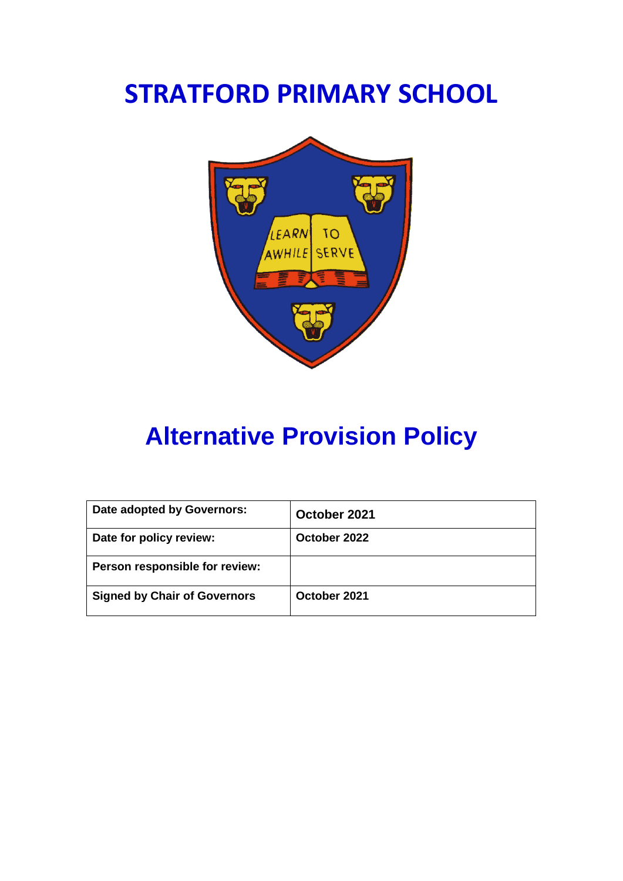# STRATFORD PRIMARY SCHOOL

# Alternative Provision Policy

| Date adopted by Governors: | October 2021 |
| --- | --- |
| Date for policy review: | October 2022 |
| Person responsible for review: | |
| Signed by Chair of Governors | October 2021 |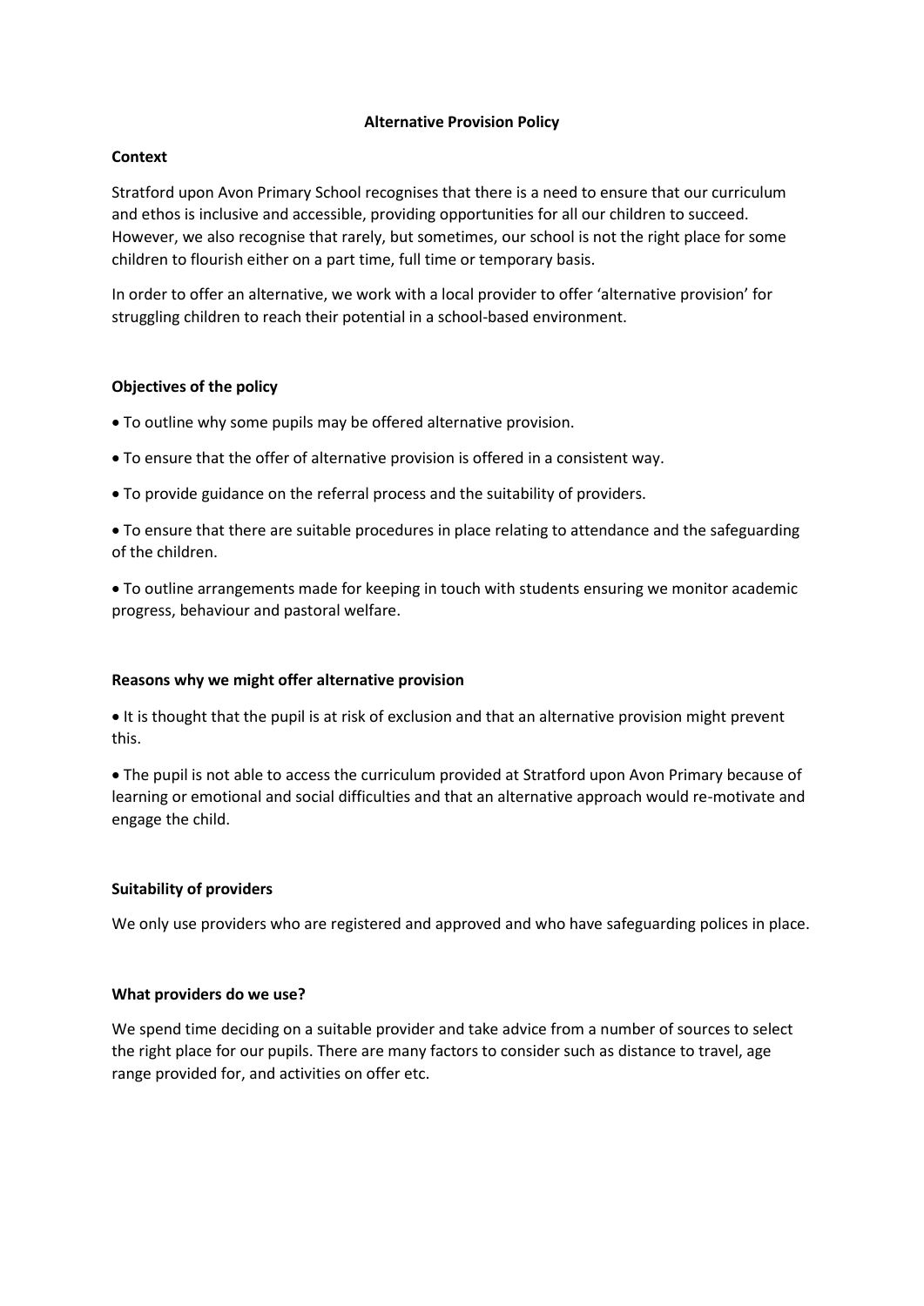# Alternative Provision Policy

## Context

Stratford upon Avon Primary School recognises that there is a need to ensure that our curriculum and ethos is inclusive and accessible, providing opportunities for all our children to succeed. However, we also recognise that rarely, but sometimes, our school is not the right place for some children to flourish either on a part time, full time or temporary basis.

In order to offer an alternative, we work with a local provider to offer 'alternative provision' for struggling children to reach their potential in a school-based environment.

## Objectives of the policy

- To outline why some pupils may be offered alternative provision.
- To ensure that the offer of alternative provision is offered in a consistent way.
- To provide guidance on the referral process and the suitability of providers.
- To ensure that there are suitable procedures in place relating to attendance and the safeguarding of the children.
- To outline arrangements made for keeping in touch with students ensuring we monitor academic progress, behaviour and pastoral welfare.

## Reasons why we might offer alternative provision

- It is thought that the pupil is at risk of exclusion and that an alternative provision might prevent this.
- The pupil is not able to access the curriculum provided at Stratford upon Avon Primary because of learning or emotional and social difficulties and that an alternative approach would re-motivate and engage the child.

## Suitability of providers

We only use providers who are registered and approved and who have safeguarding polices in place.

## What providers do we use?

We spend time deciding on a suitable provider and take advice from a number of sources to select the right place for our pupils. There are many factors to consider such as distance to travel, age range provided for, and activities on offer etc.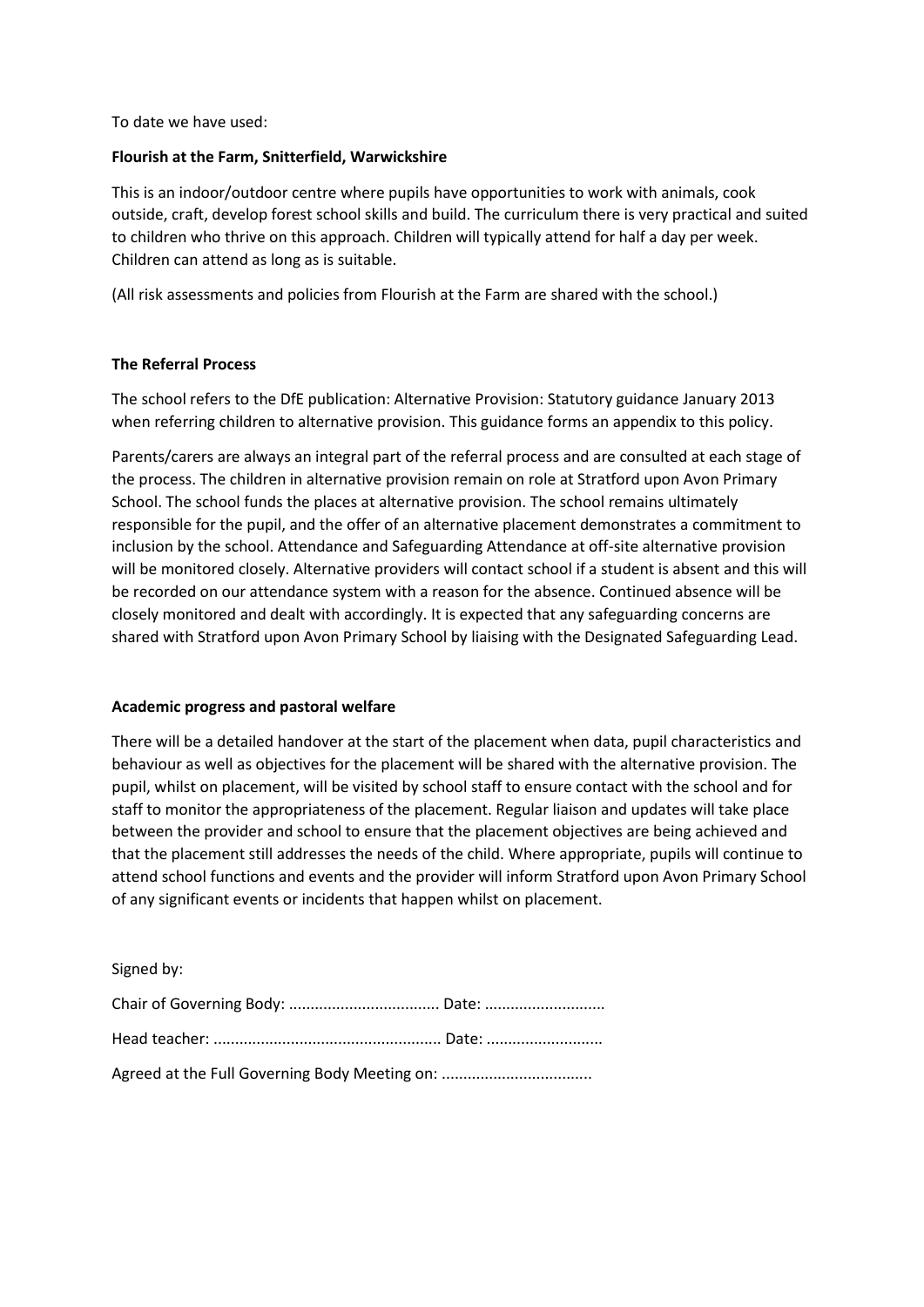To date we have used:

**Flourish at the Farm, Snitterfield, Warwickshire**

This is an indoor/outdoor centre where pupils have opportunities to work with animals, cook outside, craft, develop forest school skills and build. The curriculum there is very practical and suited to children who thrive on this approach. Children will typically attend for half a day per week. Children can attend as long as is suitable.

(All risk assessments and policies from Flourish at the Farm are shared with the school.)

**The Referral Process**

The school refers to the DfE publication: Alternative Provision: Statutory guidance January 2013 when referring children to alternative provision. This guidance forms an appendix to this policy.

Parents/carers are always an integral part of the referral process and are consulted at each stage of the process. The children in alternative provision remain on role at Stratford upon Avon Primary School. The school funds the places at alternative provision. The school remains ultimately responsible for the pupil, and the offer of an alternative placement demonstrates a commitment to inclusion by the school. Attendance and Safeguarding Attendance at off-site alternative provision will be monitored closely. Alternative providers will contact school if a student is absent and this will be recorded on our attendance system with a reason for the absence. Continued absence will be closely monitored and dealt with accordingly. It is expected that any safeguarding concerns are shared with Stratford upon Avon Primary School by liaising with the Designated Safeguarding Lead.

**Academic progress and pastoral welfare**

There will be a detailed handover at the start of the placement when data, pupil characteristics and behaviour as well as objectives for the placement will be shared with the alternative provision. The pupil, whilst on placement, will be visited by school staff to ensure contact with the school and for staff to monitor the appropriateness of the placement. Regular liaison and updates will take place between the provider and school to ensure that the placement objectives are being achieved and that the placement still addresses the needs of the child. Where appropriate, pupils will continue to attend school functions and events and the provider will inform Stratford upon Avon Primary School of any significant events or incidents that happen whilst on placement.

Signed by:

Chair of Governing Body: .................................. Date: ...........................

Head teacher: .................................................... Date: ..........................

Agreed at the Full Governing Body Meeting on: ..................................